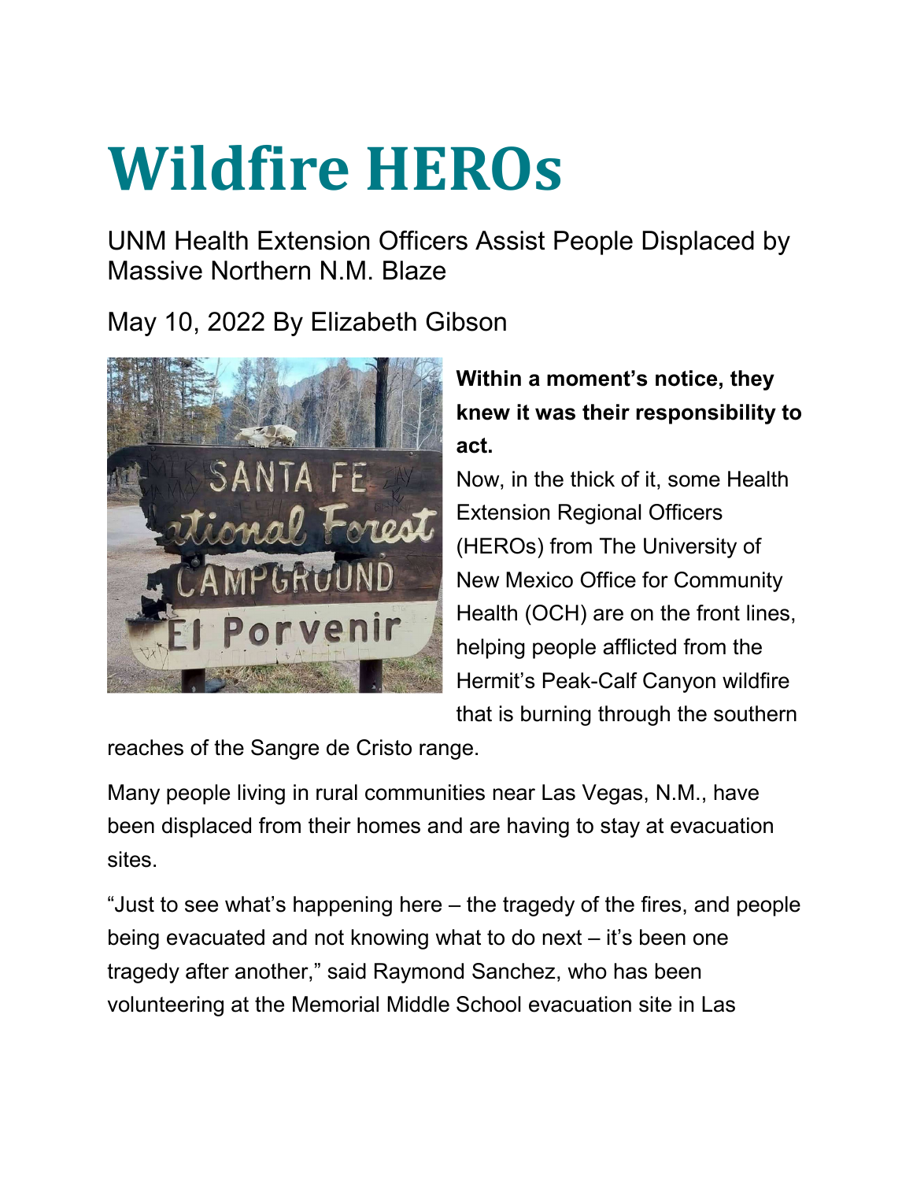# Wildfire HEROs

UNM Health Extension Officers Assist People Displaced by Massive Northern N.M. Blaze

May 10, 2022 By Elizabeth Gibson

**Within a moment's notice, they knew it was their responsibility to act.**

Now, in the thick of it, some Health Extension Regional Officers (HEROs) from The University of New Mexico Office for Community Health (OCH) are on the front lines, helping people afflicted from the Hermit's Peak-Calf Canyon wildfire that is burning through the southern reaches of the Sangre de Cristo range.

Many people living in rural communities near Las Vegas, N.M., have been displaced from their homes and are having to stay at evacuation sites.

"Just to see what's happening here – the tragedy of the fires, and people being evacuated and not knowing what to do next – it's been one tragedy after another," said Raymond Sanchez, who has been volunteering at the Memorial Middle School evacuation site in Las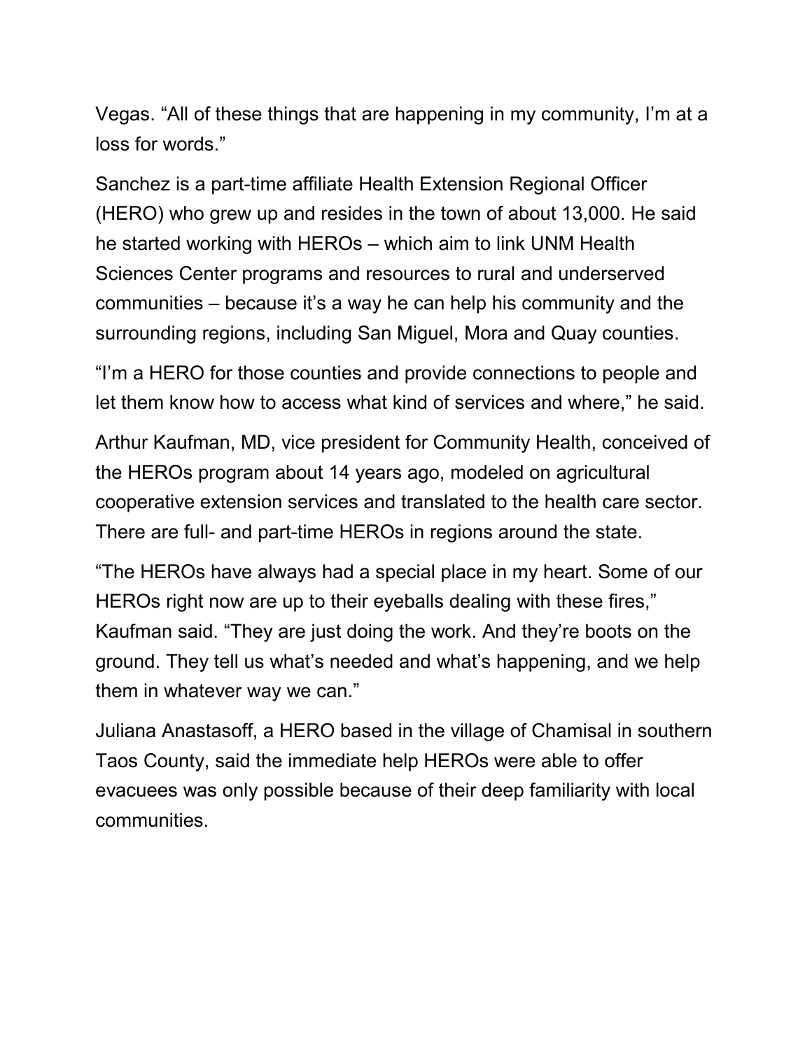Vegas. “All of these things that are happening in my community, I’m at a loss for words.”

Sanchez is a part-time affiliate Health Extension Regional Officer (HERO) who grew up and resides in the town of about 13,000. He said he started working with HEROs – which aim to link UNM Health Sciences Center programs and resources to rural and underserved communities – because it’s a way he can help his community and the surrounding regions, including San Miguel, Mora and Quay counties.

“I’m a HERO for those counties and provide connections to people and let them know how to access what kind of services and where,” he said.

Arthur Kaufman, MD, vice president for Community Health, conceived of the HEROs program about 14 years ago, modeled on agricultural cooperative extension services and translated to the health care sector. There are full- and part-time HEROs in regions around the state.

“The HEROs have always had a special place in my heart. Some of our HEROs right now are up to their eyeballs dealing with these fires,” Kaufman said. “They are just doing the work. And they’re boots on the ground. They tell us what’s needed and what’s happening, and we help them in whatever way we can.”

Juliana Anastasoff, a HERO based in the village of Chamisal in southern Taos County, said the immediate help HEROs were able to offer evacuees was only possible because of their deep familiarity with local communities.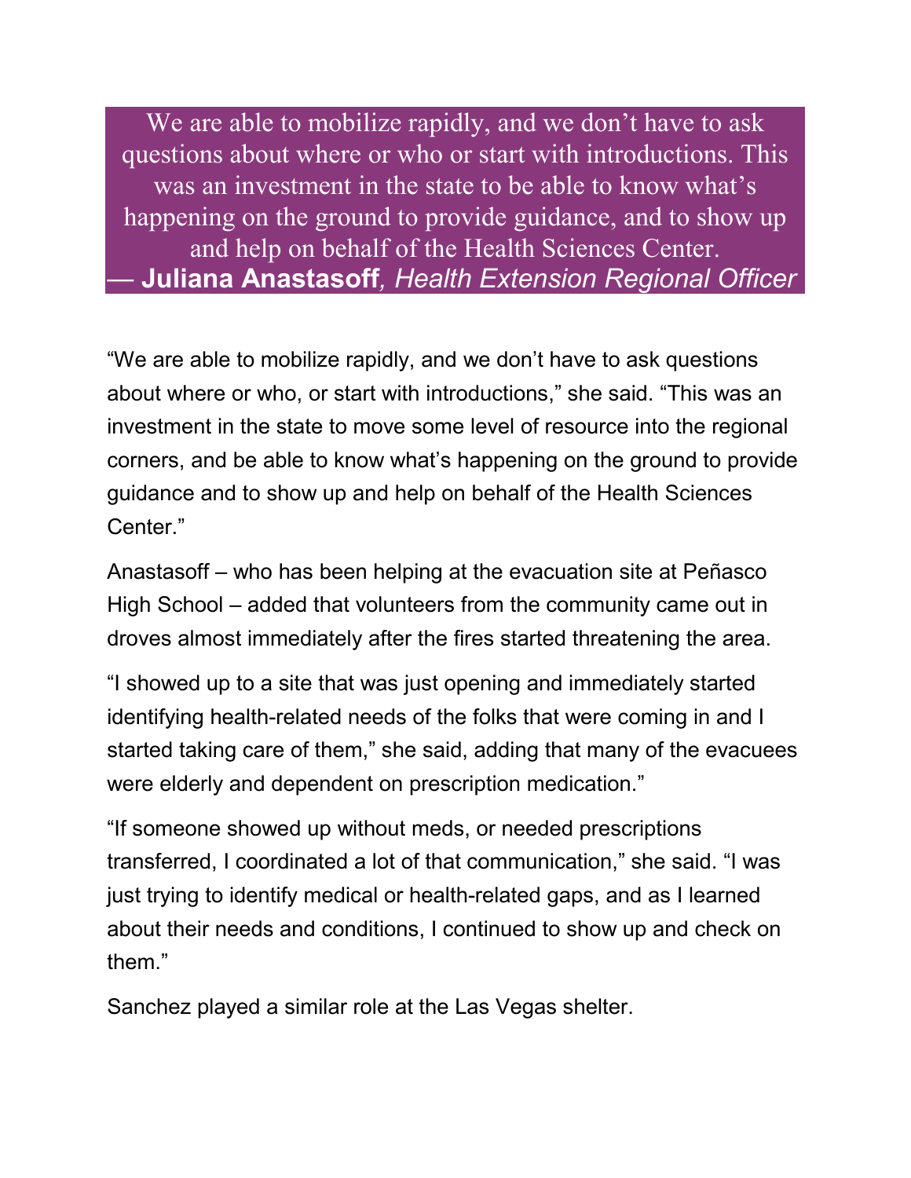> We are able to mobilize rapidly, and we don’t have to ask questions about where or who or start with introductions. This was an investment in the state to be able to know what’s happening on the ground to provide guidance, and to show up and help on behalf of the Health Sciences Center.
> — **Juliana Anastasoff***, Health Extension Regional Officer*

“We are able to mobilize rapidly, and we don’t have to ask questions about where or who, or start with introductions,” she said. “This was an investment in the state to move some level of resource into the regional corners, and be able to know what’s happening on the ground to provide guidance and to show up and help on behalf of the Health Sciences Center.”

Anastasoff – who has been helping at the evacuation site at Peñasco High School – added that volunteers from the community came out in droves almost immediately after the fires started threatening the area.

“I showed up to a site that was just opening and immediately started identifying health-related needs of the folks that were coming in and I started taking care of them,” she said, adding that many of the evacuees were elderly and dependent on prescription medication.”

“If someone showed up without meds, or needed prescriptions transferred, I coordinated a lot of that communication,” she said. “I was just trying to identify medical or health-related gaps, and as I learned about their needs and conditions, I continued to show up and check on them.”

Sanchez played a similar role at the Las Vegas shelter.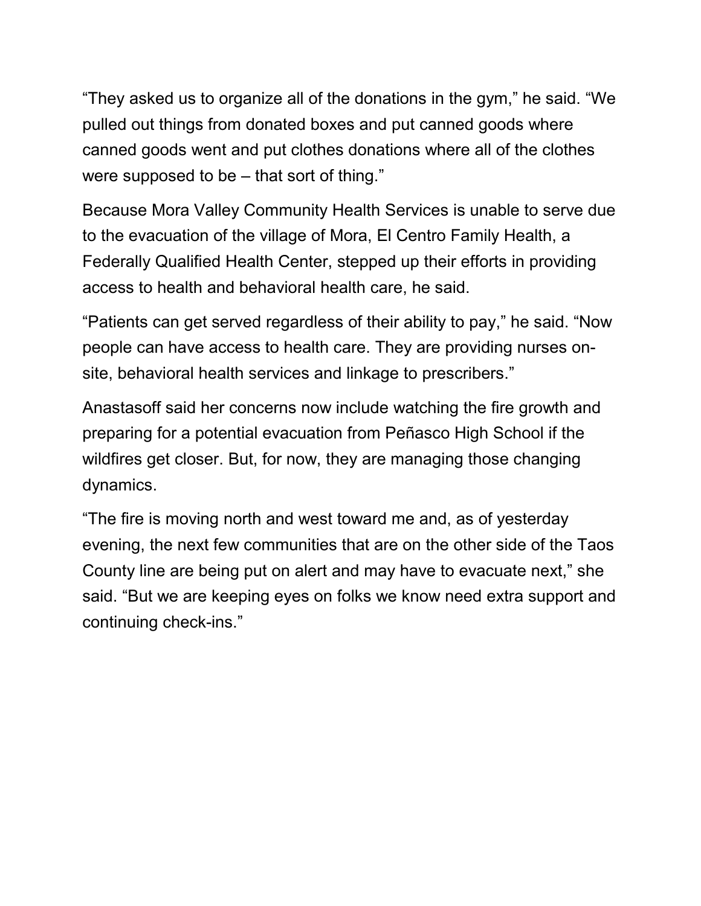“They asked us to organize all of the donations in the gym,” he said. “We pulled out things from donated boxes and put canned goods where canned goods went and put clothes donations where all of the clothes were supposed to be – that sort of thing.”

Because Mora Valley Community Health Services is unable to serve due to the evacuation of the village of Mora, El Centro Family Health, a Federally Qualified Health Center, stepped up their efforts in providing access to health and behavioral health care, he said.

“Patients can get served regardless of their ability to pay,” he said. “Now people can have access to health care. They are providing nurses on-site, behavioral health services and linkage to prescribers.”

Anastasoff said her concerns now include watching the fire growth and preparing for a potential evacuation from Peñasco High School if the wildfires get closer. But, for now, they are managing those changing dynamics.

“The fire is moving north and west toward me and, as of yesterday evening, the next few communities that are on the other side of the Taos County line are being put on alert and may have to evacuate next,” she said. “But we are keeping eyes on folks we know need extra support and continuing check-ins.”